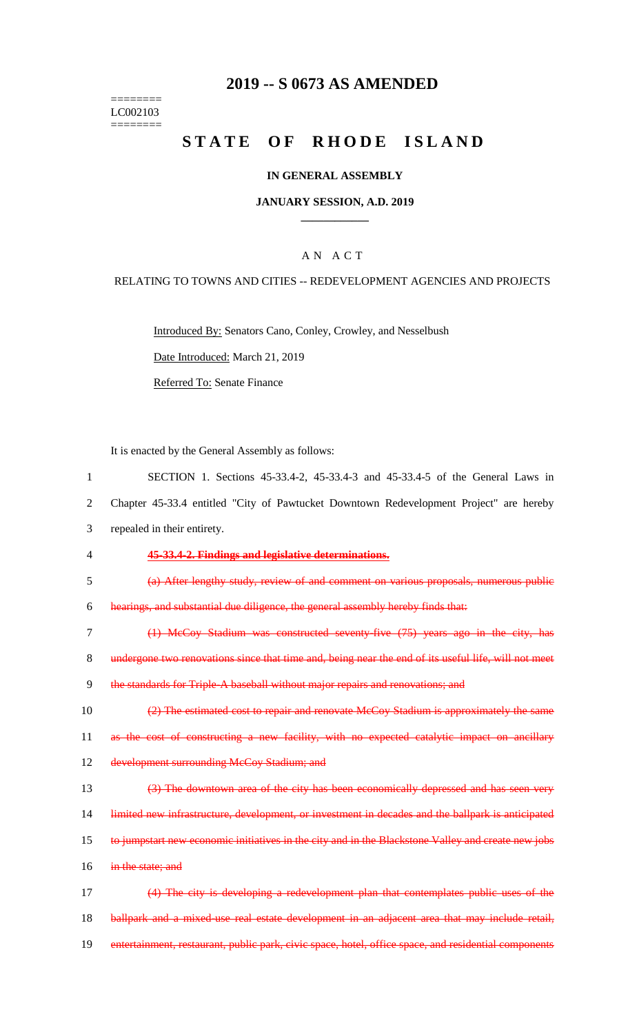# 2019 -- S 0673 AS AMENDED

========
LC002103
========

# STATE OF RHODE ISLAND

## IN GENERAL ASSEMBLY

### JANUARY SESSION, A.D. 2019

____________

A N A C T

RELATING TO TOWNS AND CITIES -- REDEVELOPMENT AGENCIES AND PROJECTS

Introduced By: Senators Cano, Conley, Crowley, and Nesselbush

Date Introduced: March 21, 2019

Referred To: Senate Finance

It is enacted by the General Assembly as follows:

1 SECTION 1. Sections 45-33.4-2, 45-33.4-3 and 45-33.4-5 of the General Laws in
2 Chapter 45-33.4 entitled "City of Pawtucket Downtown Redevelopment Project" are hereby
3 repealed in their entirety.

4 ~~**45-33.4-2. Findings and legislative determinations.**~~

5 ~~(a) After lengthy study, review of and comment on various proposals, numerous public~~
6 ~~hearings, and substantial due diligence, the general assembly hereby finds that:~~

7 ~~(1) McCoy Stadium was constructed seventy-five (75) years ago in the city, has~~
8 ~~undergone two renovations since that time and, being near the end of its useful life, will not meet~~
9 ~~the standards for Triple-A baseball without major repairs and renovations; and~~

10 ~~(2) The estimated cost to repair and renovate McCoy Stadium is approximately the same~~
11 ~~as the cost of constructing a new facility, with no expected catalytic impact on ancillary~~
12 ~~development surrounding McCoy Stadium; and~~

13 ~~(3) The downtown area of the city has been economically depressed and has seen very~~
14 ~~limited new infrastructure, development, or investment in decades and the ballpark is anticipated~~
15 ~~to jumpstart new economic initiatives in the city and in the Blackstone Valley and create new jobs~~
16 ~~in the state; and~~

17 ~~(4) The city is developing a redevelopment plan that contemplates public uses of the~~
18 ~~ballpark and a mixed-use real estate development in an adjacent area that may include retail,~~
19 ~~entertainment, restaurant, public park, civic space, hotel, office space, and residential components~~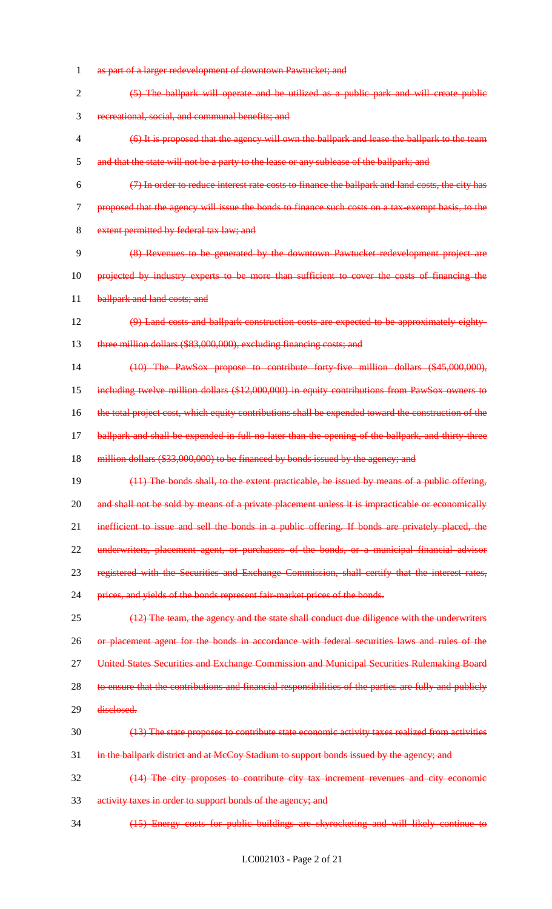as part of a larger redevelopment of downtown Pawtucket; and

(5) The ballpark will operate and be utilized as a public park and will create public recreational, social, and communal benefits; and

(6) It is proposed that the agency will own the ballpark and lease the ballpark to the team and that the state will not be a party to the lease or any sublease of the ballpark; and

(7) In order to reduce interest rate costs to finance the ballpark and land costs, the city has proposed that the agency will issue the bonds to finance such costs on a tax-exempt basis, to the extent permitted by federal tax law; and

(8) Revenues to be generated by the downtown Pawtucket redevelopment project are projected by industry experts to be more than sufficient to cover the costs of financing the ballpark and land costs; and

(9) Land costs and ballpark construction costs are expected to be approximately eighty-three million dollars ($83,000,000), excluding financing costs; and

(10) The PawSox propose to contribute forty-five million dollars ($45,000,000), including twelve million dollars ($12,000,000) in equity contributions from PawSox owners to the total project cost, which equity contributions shall be expended toward the construction of the ballpark and shall be expended in full no later than the opening of the ballpark, and thirty-three million dollars ($33,000,000) to be financed by bonds issued by the agency; and

(11) The bonds shall, to the extent practicable, be issued by means of a public offering, and shall not be sold by means of a private placement unless it is impracticable or economically inefficient to issue and sell the bonds in a public offering. If bonds are privately placed, the underwriters, placement agent, or purchasers of the bonds, or a municipal financial advisor registered with the Securities and Exchange Commission, shall certify that the interest rates, prices, and yields of the bonds represent fair-market prices of the bonds.

(12) The team, the agency and the state shall conduct due diligence with the underwriters or placement agent for the bonds in accordance with federal securities laws and rules of the United States Securities and Exchange Commission and Municipal Securities Rulemaking Board to ensure that the contributions and financial responsibilities of the parties are fully and publicly disclosed.

(13) The state proposes to contribute state economic activity taxes realized from activities in the ballpark district and at McCoy Stadium to support bonds issued by the agency; and

(14) The city proposes to contribute city tax increment revenues and city economic activity taxes in order to support bonds of the agency; and

(15) Energy costs for public buildings are skyrocketing and will likely continue to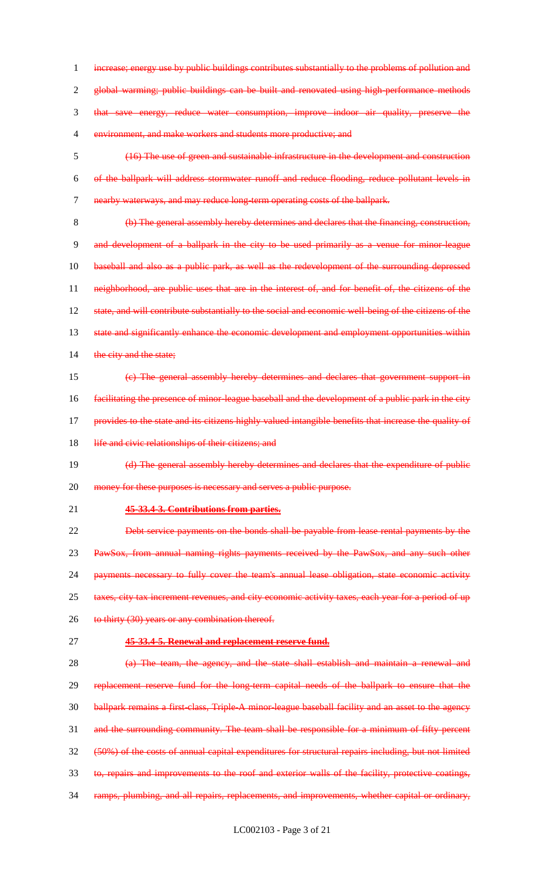~~increase; energy use by public buildings contributes substantially to the problems of pollution and global warming; public buildings can be built and renovated using high-performance methods that save energy, reduce water consumption, improve indoor air quality, preserve the environment, and make workers and students more productive; and~~

~~(16) The use of green and sustainable infrastructure in the development and construction of the ballpark will address stormwater runoff and reduce flooding, reduce pollutant levels in nearby waterways, and may reduce long-term operating costs of the ballpark.~~

~~(b) The general assembly hereby determines and declares that the financing, construction, and development of a ballpark in the city to be used primarily as a venue for minor-league baseball and also as a public park, as well as the redevelopment of the surrounding depressed neighborhood, are public uses that are in the interest of, and for benefit of, the citizens of the state, and will contribute substantially to the social and economic well-being of the citizens of the state and significantly enhance the economic development and employment opportunities within the city and the state;~~

~~(c) The general assembly hereby determines and declares that government support in facilitating the presence of minor-league baseball and the development of a public park in the city provides to the state and its citizens highly valued intangible benefits that increase the quality of life and civic relationships of their citizens; and~~

~~(d) The general assembly hereby determines and declares that the expenditure of public money for these purposes is necessary and serves a public purpose.~~

**~~45-33.4-3. Contributions from parties.~~**

~~Debt service payments on the bonds shall be payable from lease rental payments by the PawSox, from annual naming rights payments received by the PawSox, and any such other payments necessary to fully cover the team's annual lease obligation, state economic activity taxes, city tax increment revenues, and city economic activity taxes, each year for a period of up to thirty (30) years or any combination thereof.~~

**~~45-33.4-5. Renewal and replacement reserve fund.~~**

~~(a) The team, the agency, and the state shall establish and maintain a renewal and replacement reserve fund for the long-term capital needs of the ballpark to ensure that the ballpark remains a first-class, Triple-A minor-league baseball facility and an asset to the agency and the surrounding community. The team shall be responsible for a minimum of fifty percent (50%) of the costs of annual capital expenditures for structural repairs including, but not limited to, repairs and improvements to the roof and exterior walls of the facility, protective coatings, ramps, plumbing, and all repairs, replacements, and improvements, whether capital or ordinary,~~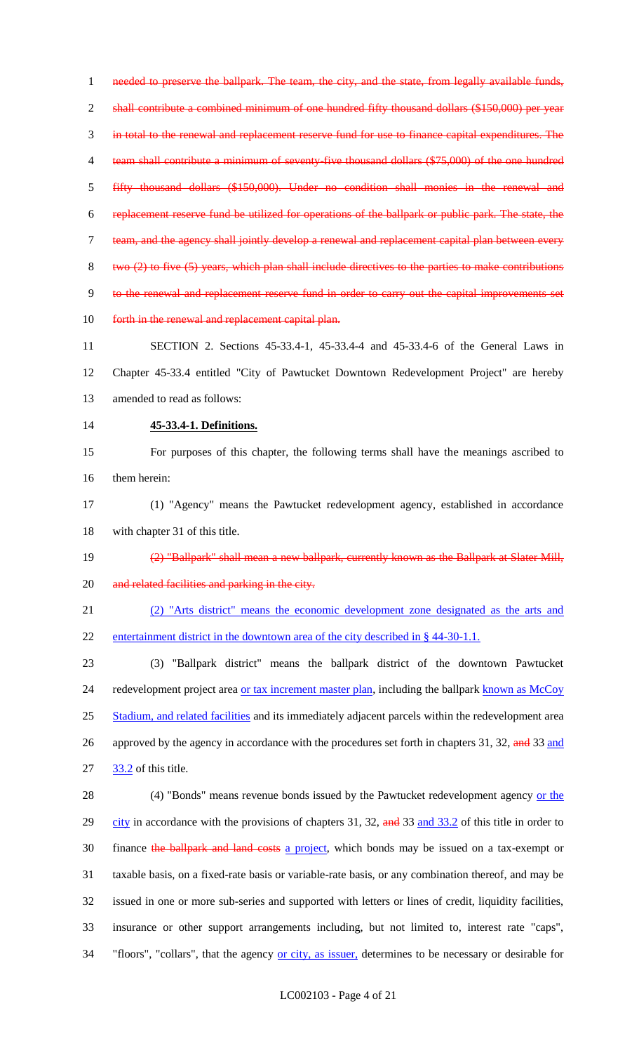~~needed to preserve the ballpark. The team, the city, and the state, from legally available funds, shall contribute a combined minimum of one hundred fifty thousand dollars ($150,000) per year in total to the renewal and replacement reserve fund for use to finance capital expenditures. The team shall contribute a minimum of seventy-five thousand dollars ($75,000) of the one hundred fifty thousand dollars ($150,000). Under no condition shall monies in the renewal and replacement reserve fund be utilized for operations of the ballpark or public park. The state, the team, and the agency shall jointly develop a renewal and replacement capital plan between every two (2) to five (5) years, which plan shall include directives to the parties to make contributions to the renewal and replacement reserve fund in order to carry out the capital improvements set forth in the renewal and replacement capital plan.~~

SECTION 2. Sections 45-33.4-1, 45-33.4-4 and 45-33.4-6 of the General Laws in Chapter 45-33.4 entitled "City of Pawtucket Downtown Redevelopment Project" are hereby amended to read as follows:

**45-33.4-1. Definitions.**

For purposes of this chapter, the following terms shall have the meanings ascribed to them herein:

(1) "Agency" means the Pawtucket redevelopment agency, established in accordance with chapter 31 of this title.

~~(2) "Ballpark" shall mean a new ballpark, currently known as the Ballpark at Slater Mill, and related facilities and parking in the city.~~

<u>(2) "Arts district" means the economic development zone designated as the arts and entertainment district in the downtown area of the city described in § 44-30-1.1.</u>

(3) "Ballpark district" means the ballpark district of the downtown Pawtucket redevelopment project area <u>or tax increment master plan</u>, including the ballpark <u>known as McCoy Stadium, and related facilities</u> and its immediately adjacent parcels within the redevelopment area approved by the agency in accordance with the procedures set forth in chapters 31, 32, ~~and~~ 33 <u>and 33.2</u> of this title.

(4) "Bonds" means revenue bonds issued by the Pawtucket redevelopment agency <u>or the city</u> in accordance with the provisions of chapters 31, 32, ~~and~~ 33 <u>and 33.2</u> of this title in order to finance ~~the ballpark and land costs~~ <u>a project</u>, which bonds may be issued on a tax-exempt or taxable basis, on a fixed-rate basis or variable-rate basis, or any combination thereof, and may be issued in one or more sub-series and supported with letters or lines of credit, liquidity facilities, insurance or other support arrangements including, but not limited to, interest rate "caps", "floors", "collars", that the agency <u>or city, as issuer,</u> determines to be necessary or desirable for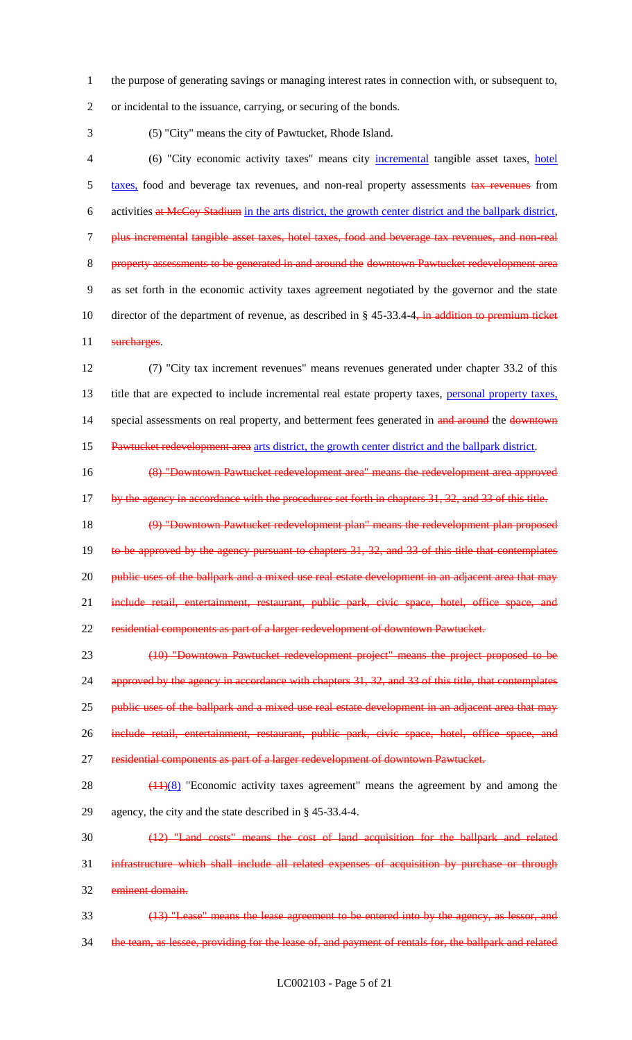the purpose of generating savings or managing interest rates in connection with, or subsequent to, or incidental to the issuance, carrying, or securing of the bonds.

(5) "City" means the city of Pawtucket, Rhode Island.

(6) "City economic activity taxes" means city incremental tangible asset taxes, hotel taxes, food and beverage tax revenues, and non-real property assessments ~~tax revenues~~ from activities ~~at McCoy Stadium~~ in the arts district, the growth center district and the ballpark district, ~~plus incremental tangible asset taxes, hotel taxes, food and beverage tax revenues, and non-real property assessments to be generated in and around the downtown Pawtucket redevelopment area~~ as set forth in the economic activity taxes agreement negotiated by the governor and the state director of the department of revenue, as described in § 45-33.4-4~~, in addition to premium ticket surcharges~~.

(7) "City tax increment revenues" means revenues generated under chapter 33.2 of this title that are expected to include incremental real estate property taxes, personal property taxes, special assessments on real property, and betterment fees generated in ~~and around~~ the ~~downtown Pawtucket redevelopment area~~ arts district, the growth center district and the ballpark district.

~~(8) "Downtown Pawtucket redevelopment area" means the redevelopment area approved by the agency in accordance with the procedures set forth in chapters 31, 32, and 33 of this title.~~

~~(9) "Downtown Pawtucket redevelopment plan" means the redevelopment plan proposed to be approved by the agency pursuant to chapters 31, 32, and 33 of this title that contemplates public uses of the ballpark and a mixed use real estate development in an adjacent area that may include retail, entertainment, restaurant, public park, civic space, hotel, office space, and residential components as part of a larger redevelopment of downtown Pawtucket.~~

~~(10) "Downtown Pawtucket redevelopment project" means the project proposed to be approved by the agency in accordance with chapters 31, 32, and 33 of this title, that contemplates public uses of the ballpark and a mixed use real estate development in an adjacent area that may include retail, entertainment, restaurant, public park, civic space, hotel, office space, and residential components as part of a larger redevelopment of downtown Pawtucket.~~

~~(11)~~(8) "Economic activity taxes agreement" means the agreement by and among the agency, the city and the state described in § 45-33.4-4.

~~(12) "Land costs" means the cost of land acquisition for the ballpark and related infrastructure which shall include all related expenses of acquisition by purchase or through eminent domain.~~

~~(13) "Lease" means the lease agreement to be entered into by the agency, as lessor, and the team, as lessee, providing for the lease of, and payment of rentals for, the ballpark and related~~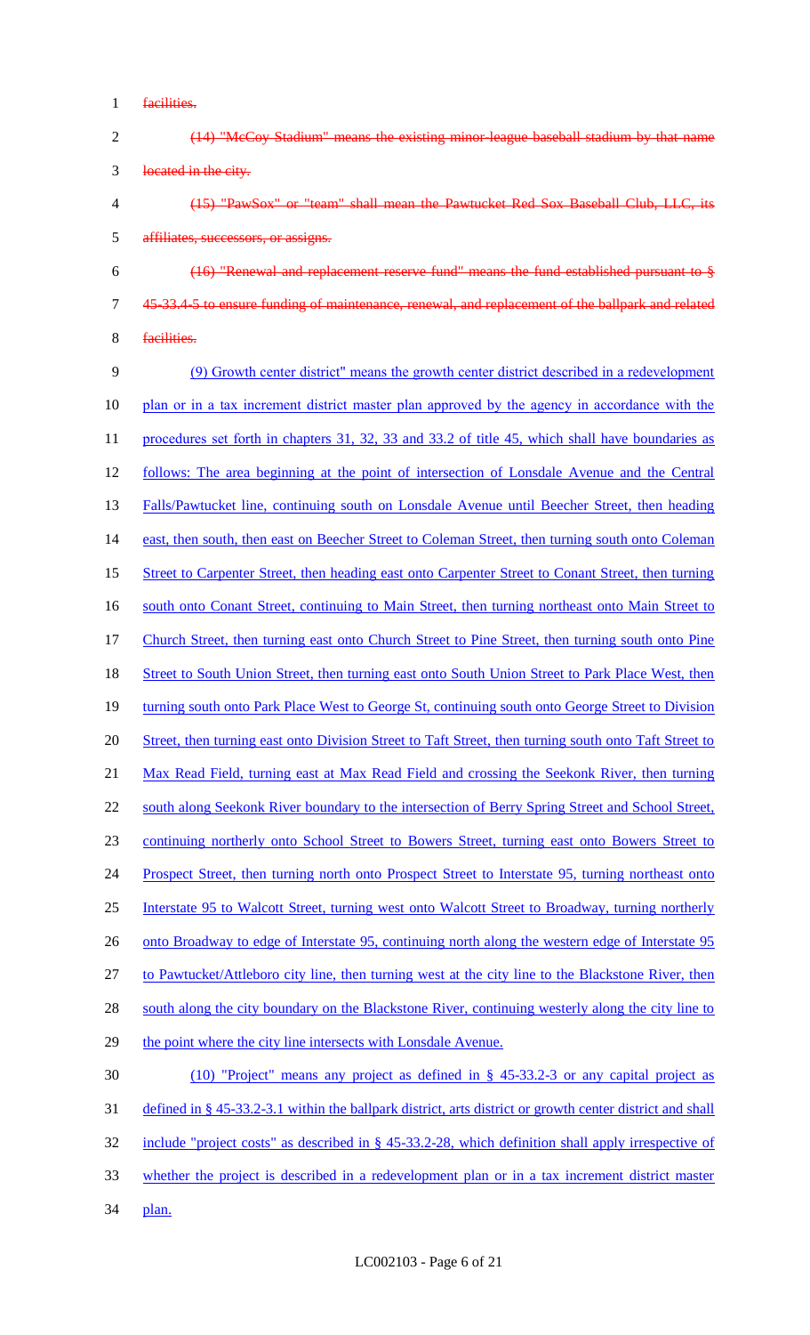~~facilities.~~

~~(14) "McCoy Stadium" means the existing minor-league baseball stadium by that name located in the city.~~

~~(15) "PawSox" or "team" shall mean the Pawtucket Red Sox Baseball Club, LLC, its affiliates, successors, or assigns.~~

~~(16) "Renewal and replacement reserve fund" means the fund established pursuant to § 45-33.4-5 to ensure funding of maintenance, renewal, and replacement of the ballpark and related facilities.~~

<u>(9) Growth center district" means the growth center district described in a redevelopment plan or in a tax increment district master plan approved by the agency in accordance with the procedures set forth in chapters 31, 32, 33 and 33.2 of title 45, which shall have boundaries as follows: The area beginning at the point of intersection of Lonsdale Avenue and the Central Falls/Pawtucket line, continuing south on Lonsdale Avenue until Beecher Street, then heading east, then south, then east on Beecher Street to Coleman Street, then turning south onto Coleman Street to Carpenter Street, then heading east onto Carpenter Street to Conant Street, then turning south onto Conant Street, continuing to Main Street, then turning northeast onto Main Street to Church Street, then turning east onto Church Street to Pine Street, then turning south onto Pine Street to South Union Street, then turning east onto South Union Street to Park Place West, then turning south onto Park Place West to George St, continuing south onto George Street to Division Street, then turning east onto Division Street to Taft Street, then turning south onto Taft Street to Max Read Field, turning east at Max Read Field and crossing the Seekonk River, then turning south along Seekonk River boundary to the intersection of Berry Spring Street and School Street, continuing northerly onto School Street to Bowers Street, turning east onto Bowers Street to Prospect Street, then turning north onto Prospect Street to Interstate 95, turning northeast onto Interstate 95 to Walcott Street, turning west onto Walcott Street to Broadway, turning northerly onto Broadway to edge of Interstate 95, continuing north along the western edge of Interstate 95 to Pawtucket/Attleboro city line, then turning west at the city line to the Blackstone River, then south along the city boundary on the Blackstone River, continuing westerly along the city line to the point where the city line intersects with Lonsdale Avenue.</u>

<u>(10) "Project" means any project as defined in § 45-33.2-3 or any capital project as defined in § 45-33.2-3.1 within the ballpark district, arts district or growth center district and shall include "project costs" as described in § 45-33.2-28, which definition shall apply irrespective of whether the project is described in a redevelopment plan or in a tax increment district master plan.</u>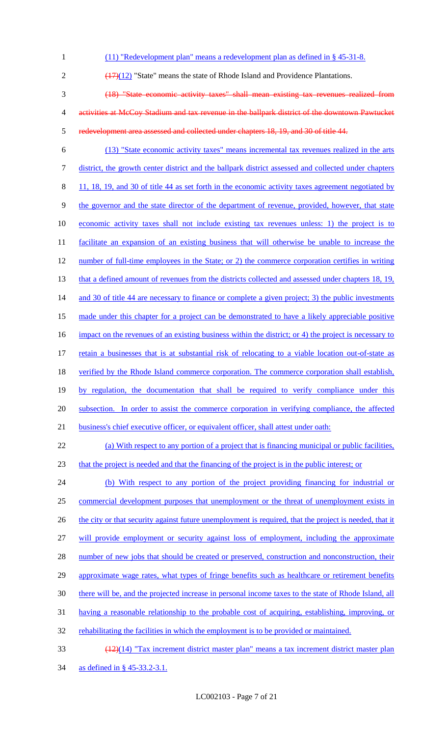(11) "Redevelopment plan" means a redevelopment plan as defined in § 45-31-8.

~~(17)~~(12) "State" means the state of Rhode Island and Providence Plantations.

~~(18) "State economic activity taxes" shall mean existing tax revenues realized from activities at McCoy Stadium and tax revenue in the ballpark district of the downtown Pawtucket redevelopment area assessed and collected under chapters 18, 19, and 30 of title 44.~~

(13) "State economic activity taxes" means incremental tax revenues realized in the arts district, the growth center district and the ballpark district assessed and collected under chapters 11, 18, 19, and 30 of title 44 as set forth in the economic activity taxes agreement negotiated by the governor and the state director of the department of revenue, provided, however, that state economic activity taxes shall not include existing tax revenues unless: 1) the project is to facilitate an expansion of an existing business that will otherwise be unable to increase the number of full-time employees in the State; or 2) the commerce corporation certifies in writing that a defined amount of revenues from the districts collected and assessed under chapters 18, 19, and 30 of title 44 are necessary to finance or complete a given project; 3) the public investments made under this chapter for a project can be demonstrated to have a likely appreciable positive impact on the revenues of an existing business within the district; or 4) the project is necessary to retain a businesses that is at substantial risk of relocating to a viable location out-of-state as verified by the Rhode Island commerce corporation. The commerce corporation shall establish, by regulation, the documentation that shall be required to verify compliance under this subsection. In order to assist the commerce corporation in verifying compliance, the affected business's chief executive officer, or equivalent officer, shall attest under oath:

(a) With respect to any portion of a project that is financing municipal or public facilities, that the project is needed and that the financing of the project is in the public interest; or

(b) With respect to any portion of the project providing financing for industrial or commercial development purposes that unemployment or the threat of unemployment exists in the city or that security against future unemployment is required, that the project is needed, that it will provide employment or security against loss of employment, including the approximate number of new jobs that should be created or preserved, construction and nonconstruction, their approximate wage rates, what types of fringe benefits such as healthcare or retirement benefits there will be, and the projected increase in personal income taxes to the state of Rhode Island, all having a reasonable relationship to the probable cost of acquiring, establishing, improving, or rehabilitating the facilities in which the employment is to be provided or maintained.

~~(12)~~(14) "Tax increment district master plan" means a tax increment district master plan as defined in § 45-33.2-3.1.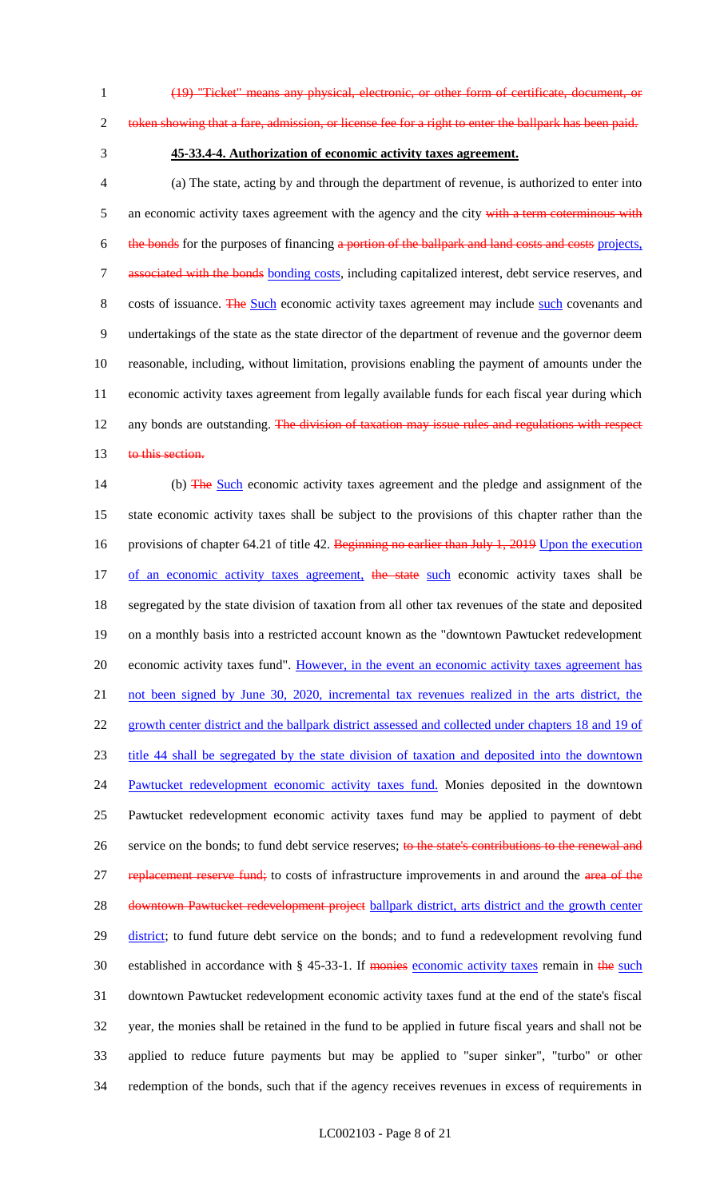(19) "Ticket" means any physical, electronic, or other form of certificate, document, or token showing that a fare, admission, or license fee for a right to enter the ballpark has been paid.

**45-33.4-4. Authorization of economic activity taxes agreement.**

(a) The state, acting by and through the department of revenue, is authorized to enter into an economic activity taxes agreement with the agency and the city with a term coterminous with the bonds for the purposes of financing a portion of the ballpark and land costs and costs projects, associated with the bonds bonding costs, including capitalized interest, debt service reserves, and costs of issuance. The Such economic activity taxes agreement may include such covenants and undertakings of the state as the state director of the department of revenue and the governor deem reasonable, including, without limitation, provisions enabling the payment of amounts under the economic activity taxes agreement from legally available funds for each fiscal year during which any bonds are outstanding. The division of taxation may issue rules and regulations with respect to this section.

(b) The Such economic activity taxes agreement and the pledge and assignment of the state economic activity taxes shall be subject to the provisions of this chapter rather than the provisions of chapter 64.21 of title 42. Beginning no earlier than July 1, 2019 Upon the execution of an economic activity taxes agreement, the state such economic activity taxes shall be segregated by the state division of taxation from all other tax revenues of the state and deposited on a monthly basis into a restricted account known as the "downtown Pawtucket redevelopment economic activity taxes fund". However, in the event an economic activity taxes agreement has not been signed by June 30, 2020, incremental tax revenues realized in the arts district, the growth center district and the ballpark district assessed and collected under chapters 18 and 19 of title 44 shall be segregated by the state division of taxation and deposited into the downtown Pawtucket redevelopment economic activity taxes fund. Monies deposited in the downtown Pawtucket redevelopment economic activity taxes fund may be applied to payment of debt service on the bonds; to fund debt service reserves; to the state's contributions to the renewal and replacement reserve fund; to costs of infrastructure improvements in and around the area of the downtown Pawtucket redevelopment project ballpark district, arts district and the growth center district; to fund future debt service on the bonds; and to fund a redevelopment revolving fund established in accordance with § 45-33-1. If monies economic activity taxes remain in the such downtown Pawtucket redevelopment economic activity taxes fund at the end of the state's fiscal year, the monies shall be retained in the fund to be applied in future fiscal years and shall not be applied to reduce future payments but may be applied to "super sinker", "turbo" or other redemption of the bonds, such that if the agency receives revenues in excess of requirements in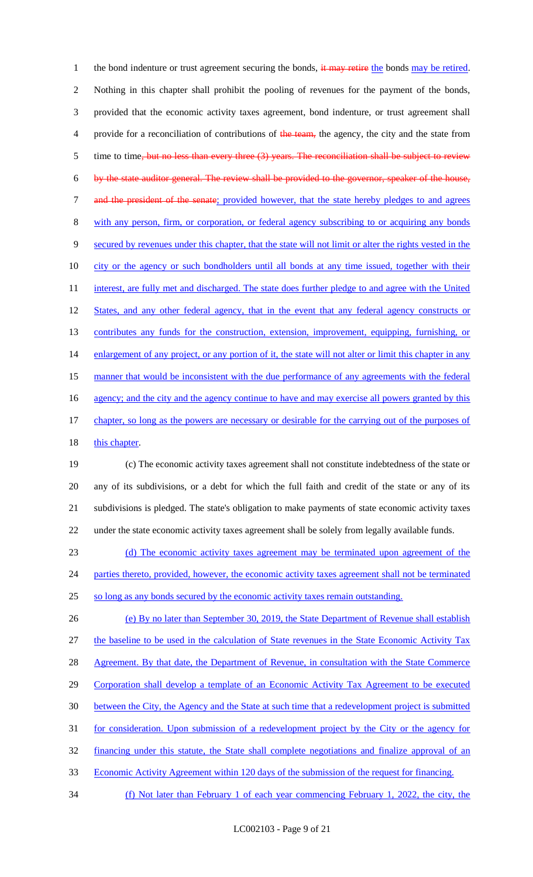the bond indenture or trust agreement securing the bonds, ~~it may retire~~ the bonds may be retired. Nothing in this chapter shall prohibit the pooling of revenues for the payment of the bonds, provided that the economic activity taxes agreement, bond indenture, or trust agreement shall provide for a reconciliation of contributions of ~~the team,~~ the agency, the city and the state from time to time~~, but no less than every three (3) years. The reconciliation shall be subject to review by the state auditor general. The review shall be provided to the governor, speaker of the house, and the president of the senate~~; provided however, that the state hereby pledges to and agrees with any person, firm, or corporation, or federal agency subscribing to or acquiring any bonds secured by revenues under this chapter, that the state will not limit or alter the rights vested in the city or the agency or such bondholders until all bonds at any time issued, together with their interest, are fully met and discharged. The state does further pledge to and agree with the United States, and any other federal agency, that in the event that any federal agency constructs or contributes any funds for the construction, extension, improvement, equipping, furnishing, or enlargement of any project, or any portion of it, the state will not alter or limit this chapter in any manner that would be inconsistent with the due performance of any agreements with the federal agency; and the city and the agency continue to have and may exercise all powers granted by this chapter, so long as the powers are necessary or desirable for the carrying out of the purposes of this chapter.

(c) The economic activity taxes agreement shall not constitute indebtedness of the state or any of its subdivisions, or a debt for which the full faith and credit of the state or any of its subdivisions is pledged. The state's obligation to make payments of state economic activity taxes under the state economic activity taxes agreement shall be solely from legally available funds.

(d) The economic activity taxes agreement may be terminated upon agreement of the parties thereto, provided, however, the economic activity taxes agreement shall not be terminated so long as any bonds secured by the economic activity taxes remain outstanding.

(e) By no later than September 30, 2019, the State Department of Revenue shall establish the baseline to be used in the calculation of State revenues in the State Economic Activity Tax Agreement. By that date, the Department of Revenue, in consultation with the State Commerce Corporation shall develop a template of an Economic Activity Tax Agreement to be executed between the City, the Agency and the State at such time that a redevelopment project is submitted for consideration. Upon submission of a redevelopment project by the City or the agency for financing under this statute, the State shall complete negotiations and finalize approval of an Economic Activity Agreement within 120 days of the submission of the request for financing.

(f) Not later than February 1 of each year commencing February 1, 2022, the city, the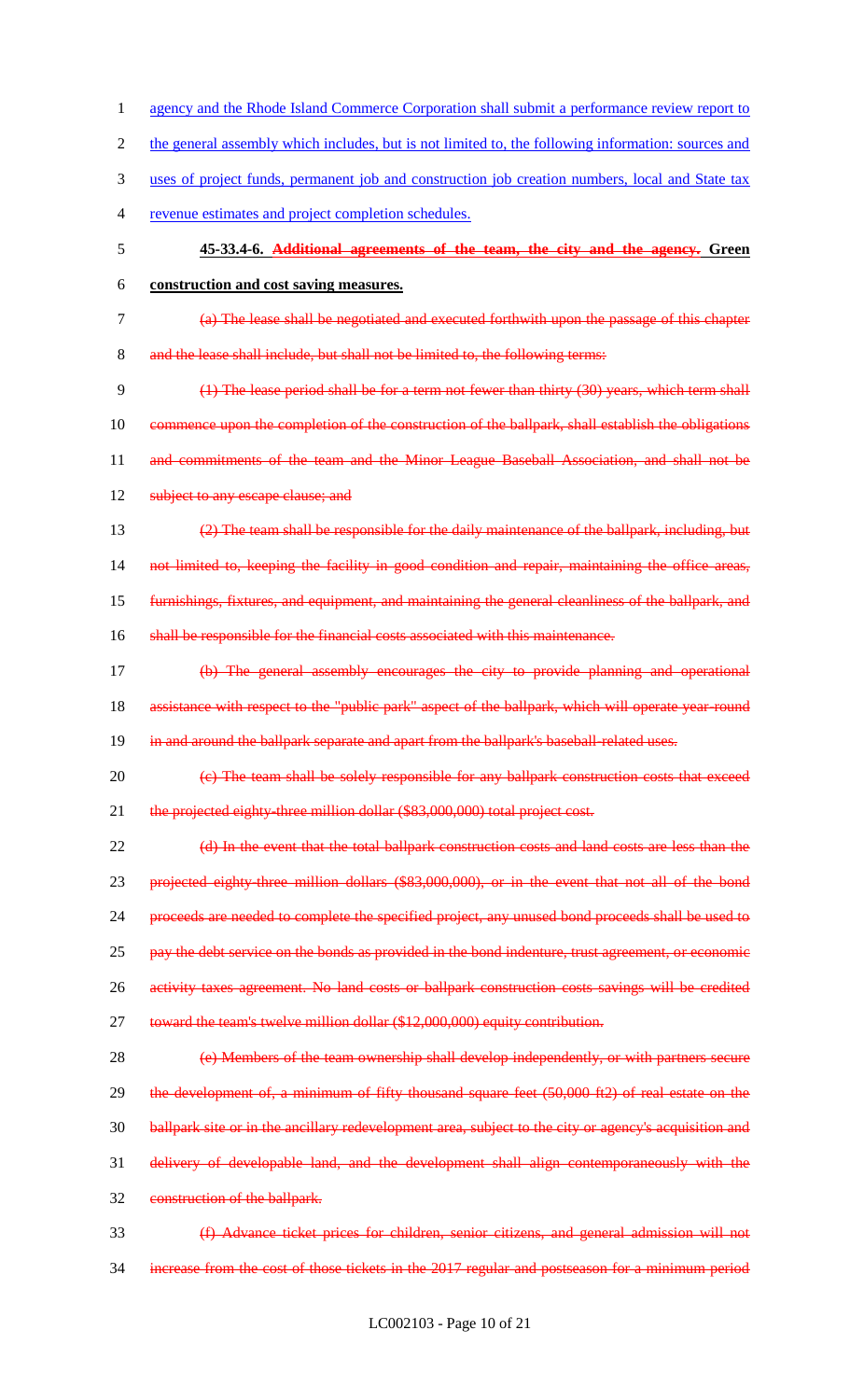agency and the Rhode Island Commerce Corporation shall submit a performance review report to the general assembly which includes, but is not limited to, the following information: sources and uses of project funds, permanent job and construction job creation numbers, local and State tax revenue estimates and project completion schedules.

**45-33.4-6. ~~Additional agreements of the team, the city and the agency.~~ Green construction and cost saving measures.**

~~(a) The lease shall be negotiated and executed forthwith upon the passage of this chapter and the lease shall include, but shall not be limited to, the following terms:~~

~~(1) The lease period shall be for a term not fewer than thirty (30) years, which term shall commence upon the completion of the construction of the ballpark, shall establish the obligations and commitments of the team and the Minor League Baseball Association, and shall not be subject to any escape clause; and~~

~~(2) The team shall be responsible for the daily maintenance of the ballpark, including, but not limited to, keeping the facility in good condition and repair, maintaining the office areas, furnishings, fixtures, and equipment, and maintaining the general cleanliness of the ballpark, and shall be responsible for the financial costs associated with this maintenance.~~

~~(b) The general assembly encourages the city to provide planning and operational assistance with respect to the "public park" aspect of the ballpark, which will operate year-round in and around the ballpark separate and apart from the ballpark's baseball-related uses.~~

~~(c) The team shall be solely responsible for any ballpark construction costs that exceed the projected eighty-three million dollar ($83,000,000) total project cost.~~

~~(d) In the event that the total ballpark construction costs and land costs are less than the projected eighty-three million dollars ($83,000,000), or in the event that not all of the bond proceeds are needed to complete the specified project, any unused bond proceeds shall be used to pay the debt service on the bonds as provided in the bond indenture, trust agreement, or economic activity taxes agreement. No land costs or ballpark construction costs savings will be credited toward the team's twelve million dollar ($12,000,000) equity contribution.~~

~~(e) Members of the team ownership shall develop independently, or with partners secure the development of, a minimum of fifty thousand square feet (50,000 ft2) of real estate on the ballpark site or in the ancillary redevelopment area, subject to the city or agency's acquisition and delivery of developable land, and the development shall align contemporaneously with the construction of the ballpark.~~

~~(f) Advance ticket prices for children, senior citizens, and general admission will not increase from the cost of those tickets in the 2017 regular and postseason for a minimum period~~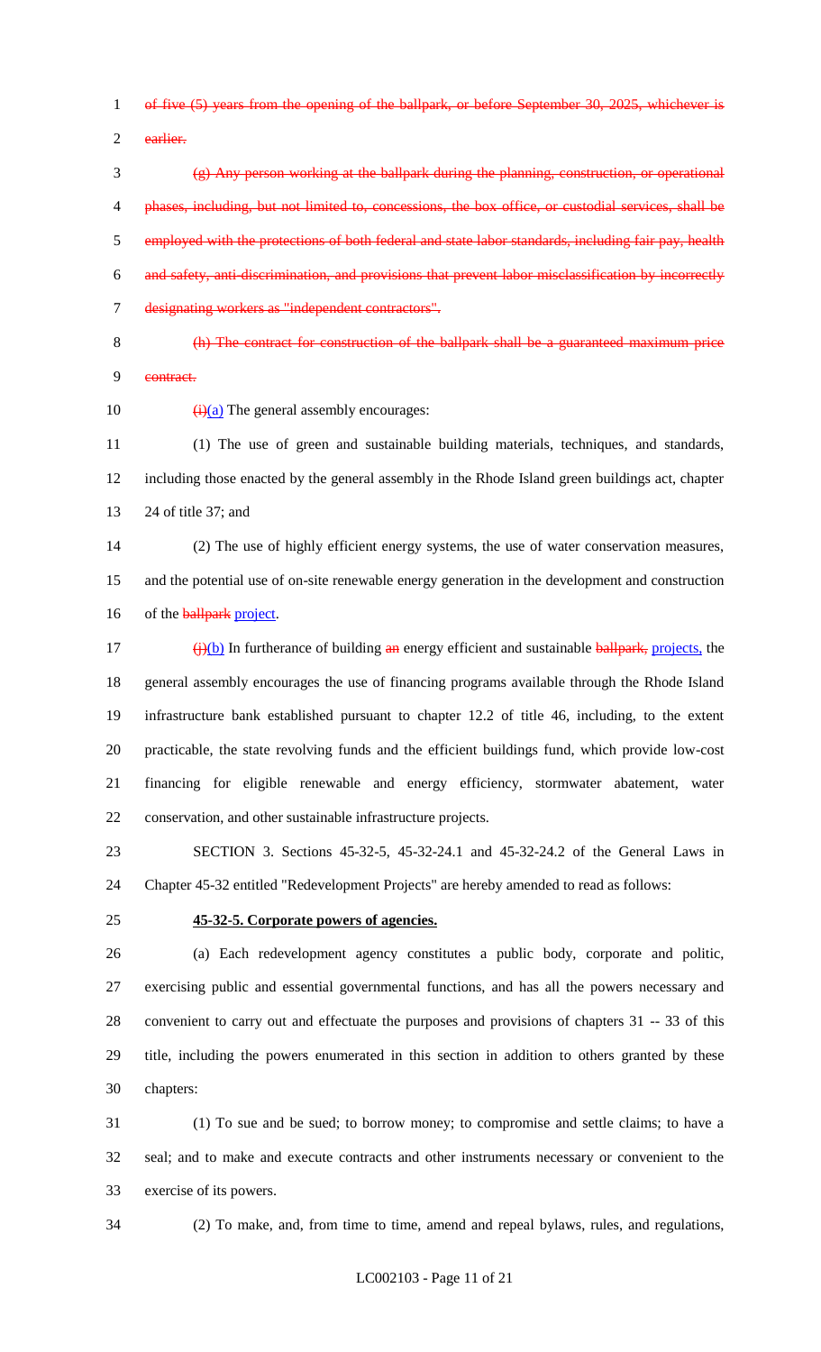~~of five (5) years from the opening of the ballpark, or before September 30, 2025, whichever is earlier.~~

~~(g) Any person working at the ballpark during the planning, construction, or operational phases, including, but not limited to, concessions, the box office, or custodial services, shall be employed with the protections of both federal and state labor standards, including fair pay, health and safety, anti-discrimination, and provisions that prevent labor misclassification by incorrectly designating workers as "independent contractors".~~

~~(h) The contract for construction of the ballpark shall be a guaranteed maximum price contract.~~

~~(i)~~(a) The general assembly encourages:

(1) The use of green and sustainable building materials, techniques, and standards, including those enacted by the general assembly in the Rhode Island green buildings act, chapter 24 of title 37; and

(2) The use of highly efficient energy systems, the use of water conservation measures, and the potential use of on-site renewable energy generation in the development and construction of the ~~ballpark~~ project.

~~(j)~~(b) In furtherance of building ~~an~~ energy efficient and sustainable ~~ballpark,~~ projects, the general assembly encourages the use of financing programs available through the Rhode Island infrastructure bank established pursuant to chapter 12.2 of title 46, including, to the extent practicable, the state revolving funds and the efficient buildings fund, which provide low-cost financing for eligible renewable and energy efficiency, stormwater abatement, water conservation, and other sustainable infrastructure projects.

SECTION 3. Sections 45-32-5, 45-32-24.1 and 45-32-24.2 of the General Laws in Chapter 45-32 entitled "Redevelopment Projects" are hereby amended to read as follows:

**45-32-5. Corporate powers of agencies.**

(a) Each redevelopment agency constitutes a public body, corporate and politic, exercising public and essential governmental functions, and has all the powers necessary and convenient to carry out and effectuate the purposes and provisions of chapters 31 -- 33 of this title, including the powers enumerated in this section in addition to others granted by these chapters:

(1) To sue and be sued; to borrow money; to compromise and settle claims; to have a seal; and to make and execute contracts and other instruments necessary or convenient to the exercise of its powers.

(2) To make, and, from time to time, amend and repeal bylaws, rules, and regulations,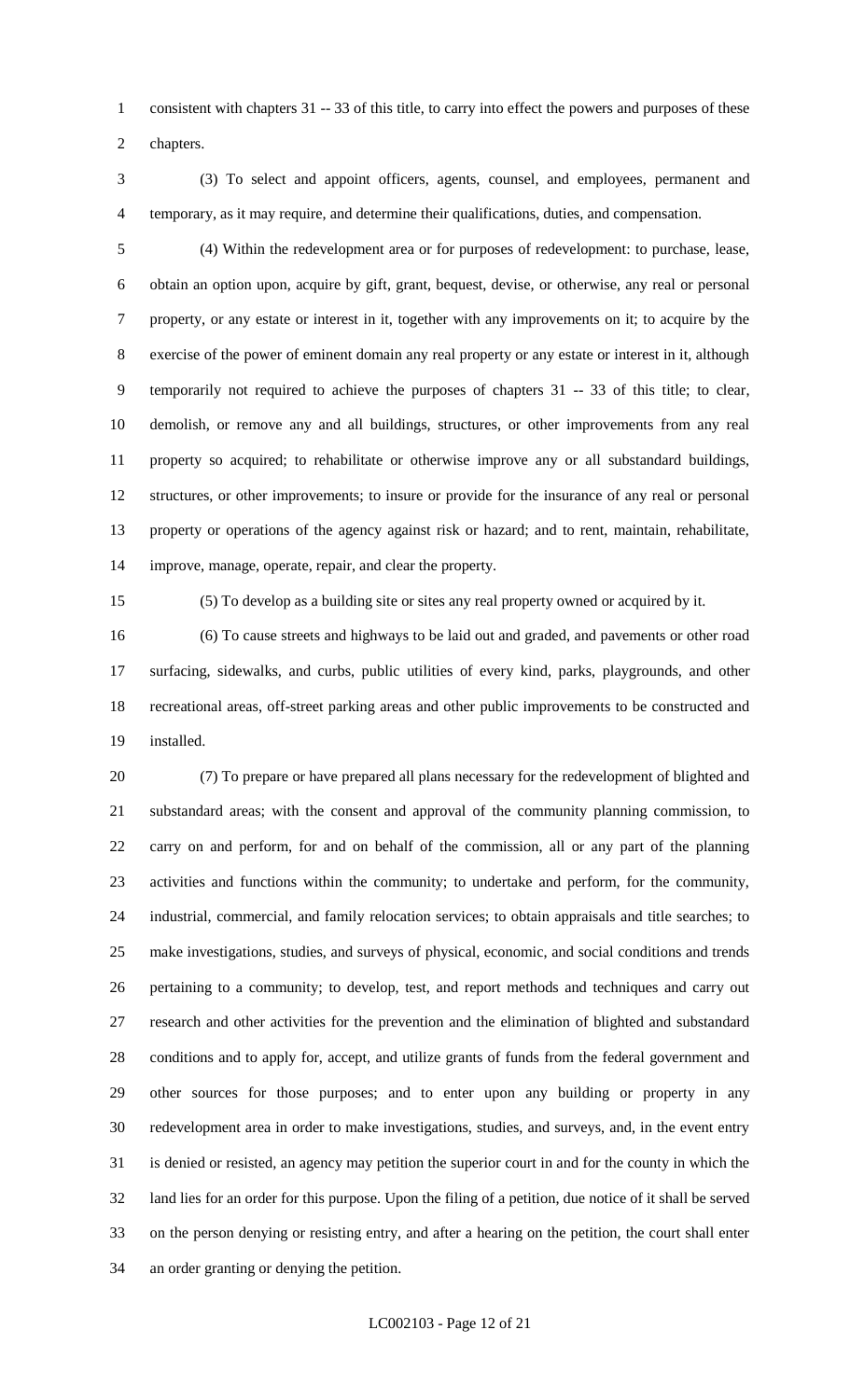consistent with chapters 31 -- 33 of this title, to carry into effect the powers and purposes of these chapters.

(3) To select and appoint officers, agents, counsel, and employees, permanent and temporary, as it may require, and determine their qualifications, duties, and compensation.

(4) Within the redevelopment area or for purposes of redevelopment: to purchase, lease, obtain an option upon, acquire by gift, grant, bequest, devise, or otherwise, any real or personal property, or any estate or interest in it, together with any improvements on it; to acquire by the exercise of the power of eminent domain any real property or any estate or interest in it, although temporarily not required to achieve the purposes of chapters 31 -- 33 of this title; to clear, demolish, or remove any and all buildings, structures, or other improvements from any real property so acquired; to rehabilitate or otherwise improve any or all substandard buildings, structures, or other improvements; to insure or provide for the insurance of any real or personal property or operations of the agency against risk or hazard; and to rent, maintain, rehabilitate, improve, manage, operate, repair, and clear the property.

(5) To develop as a building site or sites any real property owned or acquired by it.

(6) To cause streets and highways to be laid out and graded, and pavements or other road surfacing, sidewalks, and curbs, public utilities of every kind, parks, playgrounds, and other recreational areas, off-street parking areas and other public improvements to be constructed and installed.

(7) To prepare or have prepared all plans necessary for the redevelopment of blighted and substandard areas; with the consent and approval of the community planning commission, to carry on and perform, for and on behalf of the commission, all or any part of the planning activities and functions within the community; to undertake and perform, for the community, industrial, commercial, and family relocation services; to obtain appraisals and title searches; to make investigations, studies, and surveys of physical, economic, and social conditions and trends pertaining to a community; to develop, test, and report methods and techniques and carry out research and other activities for the prevention and the elimination of blighted and substandard conditions and to apply for, accept, and utilize grants of funds from the federal government and other sources for those purposes; and to enter upon any building or property in any redevelopment area in order to make investigations, studies, and surveys, and, in the event entry is denied or resisted, an agency may petition the superior court in and for the county in which the land lies for an order for this purpose. Upon the filing of a petition, due notice of it shall be served on the person denying or resisting entry, and after a hearing on the petition, the court shall enter an order granting or denying the petition.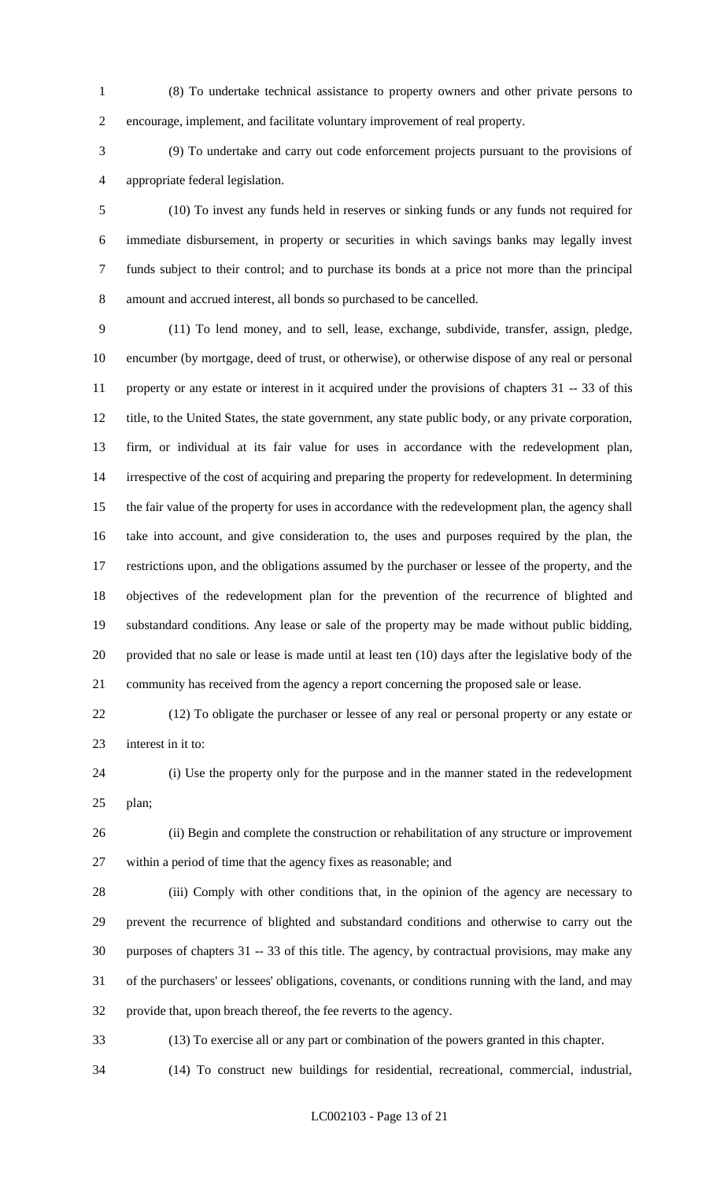(8) To undertake technical assistance to property owners and other private persons to encourage, implement, and facilitate voluntary improvement of real property.

(9) To undertake and carry out code enforcement projects pursuant to the provisions of appropriate federal legislation.

(10) To invest any funds held in reserves or sinking funds or any funds not required for immediate disbursement, in property or securities in which savings banks may legally invest funds subject to their control; and to purchase its bonds at a price not more than the principal amount and accrued interest, all bonds so purchased to be cancelled.

(11) To lend money, and to sell, lease, exchange, subdivide, transfer, assign, pledge, encumber (by mortgage, deed of trust, or otherwise), or otherwise dispose of any real or personal property or any estate or interest in it acquired under the provisions of chapters 31 -- 33 of this title, to the United States, the state government, any state public body, or any private corporation, firm, or individual at its fair value for uses in accordance with the redevelopment plan, irrespective of the cost of acquiring and preparing the property for redevelopment. In determining the fair value of the property for uses in accordance with the redevelopment plan, the agency shall take into account, and give consideration to, the uses and purposes required by the plan, the restrictions upon, and the obligations assumed by the purchaser or lessee of the property, and the objectives of the redevelopment plan for the prevention of the recurrence of blighted and substandard conditions. Any lease or sale of the property may be made without public bidding, provided that no sale or lease is made until at least ten (10) days after the legislative body of the community has received from the agency a report concerning the proposed sale or lease.

(12) To obligate the purchaser or lessee of any real or personal property or any estate or interest in it to:

(i) Use the property only for the purpose and in the manner stated in the redevelopment plan;

(ii) Begin and complete the construction or rehabilitation of any structure or improvement within a period of time that the agency fixes as reasonable; and

(iii) Comply with other conditions that, in the opinion of the agency are necessary to prevent the recurrence of blighted and substandard conditions and otherwise to carry out the purposes of chapters 31 -- 33 of this title. The agency, by contractual provisions, may make any of the purchasers' or lessees' obligations, covenants, or conditions running with the land, and may provide that, upon breach thereof, the fee reverts to the agency.

(13) To exercise all or any part or combination of the powers granted in this chapter.

(14) To construct new buildings for residential, recreational, commercial, industrial,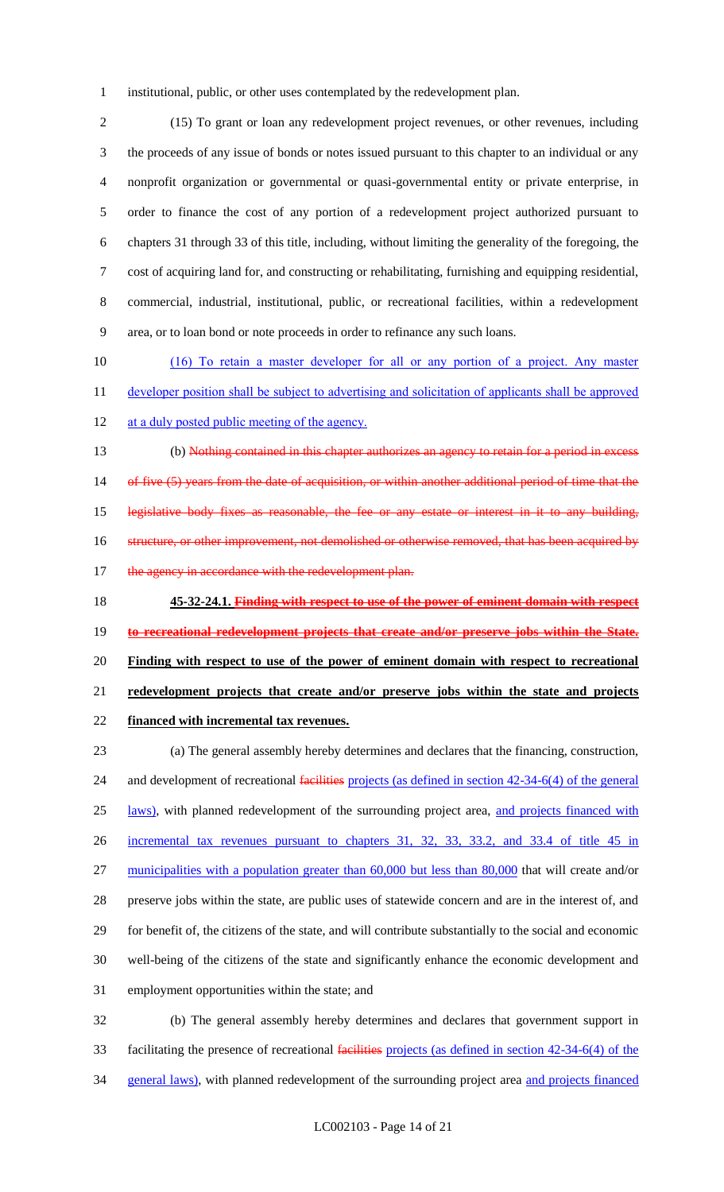institutional, public, or other uses contemplated by the redevelopment plan.

(15) To grant or loan any redevelopment project revenues, or other revenues, including the proceeds of any issue of bonds or notes issued pursuant to this chapter to an individual or any nonprofit organization or governmental or quasi-governmental entity or private enterprise, in order to finance the cost of any portion of a redevelopment project authorized pursuant to chapters 31 through 33 of this title, including, without limiting the generality of the foregoing, the cost of acquiring land for, and constructing or rehabilitating, furnishing and equipping residential, commercial, industrial, institutional, public, or recreational facilities, within a redevelopment area, or to loan bond or note proceeds in order to refinance any such loans.

(16) To retain a master developer for all or any portion of a project. Any master developer position shall be subject to advertising and solicitation of applicants shall be approved at a duly posted public meeting of the agency.

(b) ~~Nothing contained in this chapter authorizes an agency to retain for a period in excess of five (5) years from the date of acquisition, or within another additional period of time that the legislative body fixes as reasonable, the fee or any estate or interest in it to any building, structure, or other improvement, not demolished or otherwise removed, that has been acquired by the agency in accordance with the redevelopment plan.~~

**45-32-24.1. ~~Finding with respect to use of the power of eminent domain with respect to recreational redevelopment projects that create and/or preserve jobs within the State.~~ Finding with respect to use of the power of eminent domain with respect to recreational redevelopment projects that create and/or preserve jobs within the state and projects financed with incremental tax revenues.**

(a) The general assembly hereby determines and declares that the financing, construction, and development of recreational ~~facilities~~ projects (as defined in section 42-34-6(4) of the general laws), with planned redevelopment of the surrounding project area, and projects financed with incremental tax revenues pursuant to chapters 31, 32, 33, 33.2, and 33.4 of title 45 in municipalities with a population greater than 60,000 but less than 80,000 that will create and/or preserve jobs within the state, are public uses of statewide concern and are in the interest of, and for benefit of, the citizens of the state, and will contribute substantially to the social and economic well-being of the citizens of the state and significantly enhance the economic development and employment opportunities within the state; and

(b) The general assembly hereby determines and declares that government support in facilitating the presence of recreational ~~facilities~~ projects (as defined in section 42-34-6(4) of the general laws), with planned redevelopment of the surrounding project area and projects financed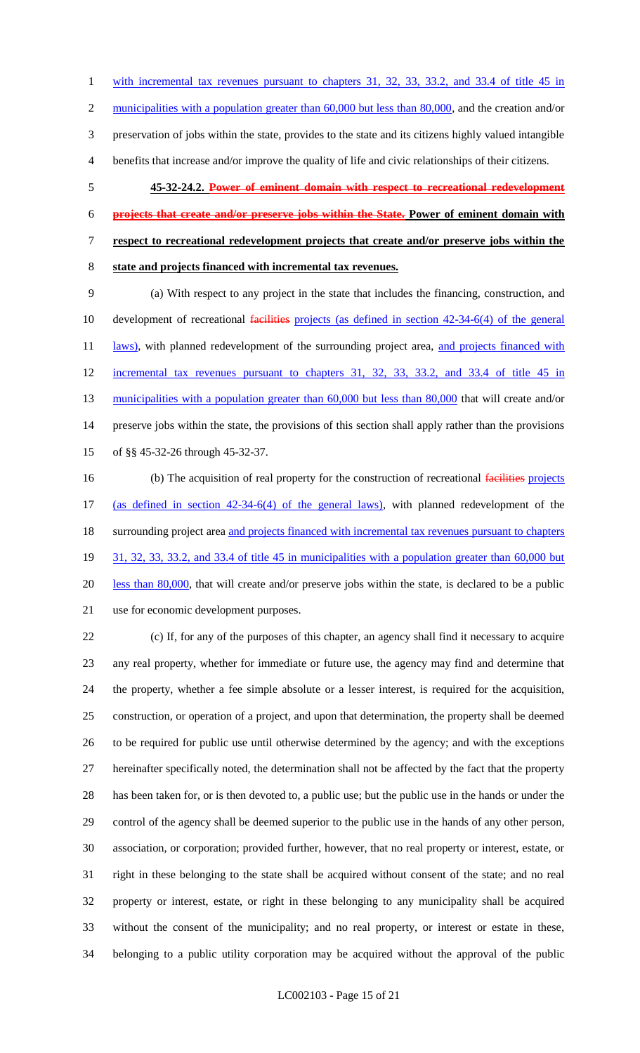with incremental tax revenues pursuant to chapters 31, 32, 33, 33.2, and 33.4 of title 45 in municipalities with a population greater than 60,000 but less than 80,000, and the creation and/or preservation of jobs within the state, provides to the state and its citizens highly valued intangible benefits that increase and/or improve the quality of life and civic relationships of their citizens.

**45-32-24.2. ~~Power of eminent domain with respect to recreational redevelopment projects that create and/or preserve jobs within the State.~~ Power of eminent domain with respect to recreational redevelopment projects that create and/or preserve jobs within the state and projects financed with incremental tax revenues.**

(a) With respect to any project in the state that includes the financing, construction, and development of recreational ~~facilities~~ projects (as defined in section 42-34-6(4) of the general laws), with planned redevelopment of the surrounding project area, and projects financed with incremental tax revenues pursuant to chapters 31, 32, 33, 33.2, and 33.4 of title 45 in municipalities with a population greater than 60,000 but less than 80,000 that will create and/or preserve jobs within the state, the provisions of this section shall apply rather than the provisions of §§ 45-32-26 through 45-32-37.

(b) The acquisition of real property for the construction of recreational ~~facilities~~ projects (as defined in section 42-34-6(4) of the general laws), with planned redevelopment of the surrounding project area and projects financed with incremental tax revenues pursuant to chapters 31, 32, 33, 33.2, and 33.4 of title 45 in municipalities with a population greater than 60,000 but less than 80,000, that will create and/or preserve jobs within the state, is declared to be a public use for economic development purposes.

(c) If, for any of the purposes of this chapter, an agency shall find it necessary to acquire any real property, whether for immediate or future use, the agency may find and determine that the property, whether a fee simple absolute or a lesser interest, is required for the acquisition, construction, or operation of a project, and upon that determination, the property shall be deemed to be required for public use until otherwise determined by the agency; and with the exceptions hereinafter specifically noted, the determination shall not be affected by the fact that the property has been taken for, or is then devoted to, a public use; but the public use in the hands or under the control of the agency shall be deemed superior to the public use in the hands of any other person, association, or corporation; provided further, however, that no real property or interest, estate, or right in these belonging to the state shall be acquired without consent of the state; and no real property or interest, estate, or right in these belonging to any municipality shall be acquired without the consent of the municipality; and no real property, or interest or estate in these, belonging to a public utility corporation may be acquired without the approval of the public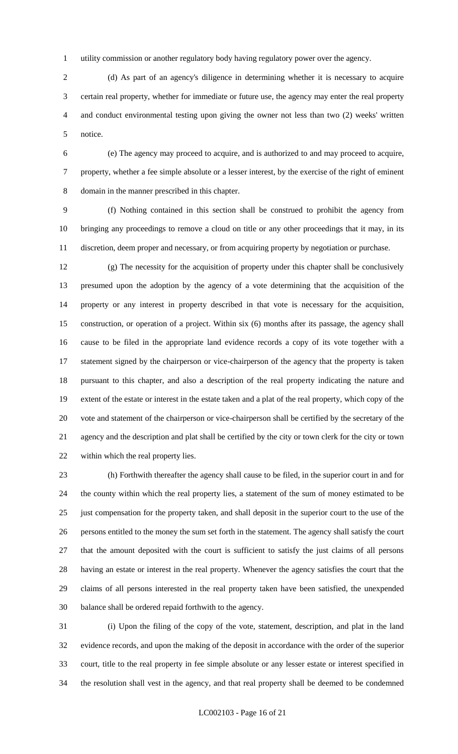utility commission or another regulatory body having regulatory power over the agency.

(d) As part of an agency's diligence in determining whether it is necessary to acquire certain real property, whether for immediate or future use, the agency may enter the real property and conduct environmental testing upon giving the owner not less than two (2) weeks' written notice.

(e) The agency may proceed to acquire, and is authorized to and may proceed to acquire, property, whether a fee simple absolute or a lesser interest, by the exercise of the right of eminent domain in the manner prescribed in this chapter.

(f) Nothing contained in this section shall be construed to prohibit the agency from bringing any proceedings to remove a cloud on title or any other proceedings that it may, in its discretion, deem proper and necessary, or from acquiring property by negotiation or purchase.

(g) The necessity for the acquisition of property under this chapter shall be conclusively presumed upon the adoption by the agency of a vote determining that the acquisition of the property or any interest in property described in that vote is necessary for the acquisition, construction, or operation of a project. Within six (6) months after its passage, the agency shall cause to be filed in the appropriate land evidence records a copy of its vote together with a statement signed by the chairperson or vice-chairperson of the agency that the property is taken pursuant to this chapter, and also a description of the real property indicating the nature and extent of the estate or interest in the estate taken and a plat of the real property, which copy of the vote and statement of the chairperson or vice-chairperson shall be certified by the secretary of the agency and the description and plat shall be certified by the city or town clerk for the city or town within which the real property lies.

(h) Forthwith thereafter the agency shall cause to be filed, in the superior court in and for the county within which the real property lies, a statement of the sum of money estimated to be just compensation for the property taken, and shall deposit in the superior court to the use of the persons entitled to the money the sum set forth in the statement. The agency shall satisfy the court that the amount deposited with the court is sufficient to satisfy the just claims of all persons having an estate or interest in the real property. Whenever the agency satisfies the court that the claims of all persons interested in the real property taken have been satisfied, the unexpended balance shall be ordered repaid forthwith to the agency.

(i) Upon the filing of the copy of the vote, statement, description, and plat in the land evidence records, and upon the making of the deposit in accordance with the order of the superior court, title to the real property in fee simple absolute or any lesser estate or interest specified in the resolution shall vest in the agency, and that real property shall be deemed to be condemned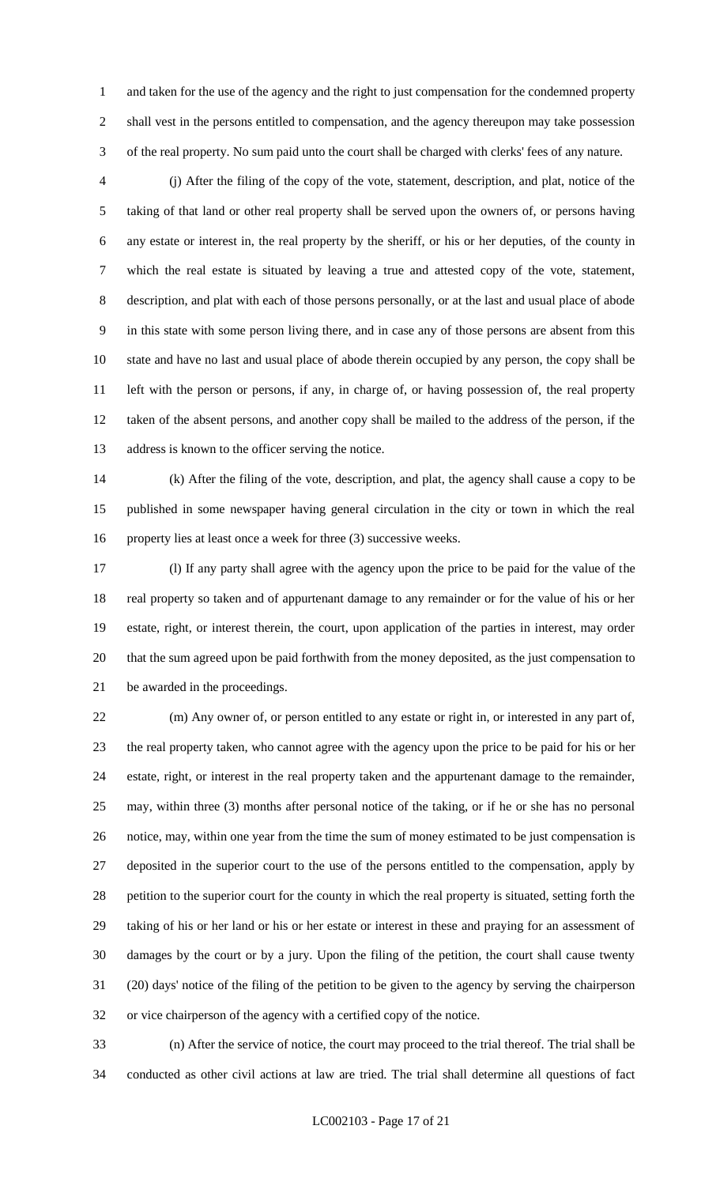and taken for the use of the agency and the right to just compensation for the condemned property shall vest in the persons entitled to compensation, and the agency thereupon may take possession of the real property. No sum paid unto the court shall be charged with clerks' fees of any nature.

(j) After the filing of the copy of the vote, statement, description, and plat, notice of the taking of that land or other real property shall be served upon the owners of, or persons having any estate or interest in, the real property by the sheriff, or his or her deputies, of the county in which the real estate is situated by leaving a true and attested copy of the vote, statement, description, and plat with each of those persons personally, or at the last and usual place of abode in this state with some person living there, and in case any of those persons are absent from this state and have no last and usual place of abode therein occupied by any person, the copy shall be left with the person or persons, if any, in charge of, or having possession of, the real property taken of the absent persons, and another copy shall be mailed to the address of the person, if the address is known to the officer serving the notice.

(k) After the filing of the vote, description, and plat, the agency shall cause a copy to be published in some newspaper having general circulation in the city or town in which the real property lies at least once a week for three (3) successive weeks.

(l) If any party shall agree with the agency upon the price to be paid for the value of the real property so taken and of appurtenant damage to any remainder or for the value of his or her estate, right, or interest therein, the court, upon application of the parties in interest, may order that the sum agreed upon be paid forthwith from the money deposited, as the just compensation to be awarded in the proceedings.

(m) Any owner of, or person entitled to any estate or right in, or interested in any part of, the real property taken, who cannot agree with the agency upon the price to be paid for his or her estate, right, or interest in the real property taken and the appurtenant damage to the remainder, may, within three (3) months after personal notice of the taking, or if he or she has no personal notice, may, within one year from the time the sum of money estimated to be just compensation is deposited in the superior court to the use of the persons entitled to the compensation, apply by petition to the superior court for the county in which the real property is situated, setting forth the taking of his or her land or his or her estate or interest in these and praying for an assessment of damages by the court or by a jury. Upon the filing of the petition, the court shall cause twenty (20) days' notice of the filing of the petition to be given to the agency by serving the chairperson or vice chairperson of the agency with a certified copy of the notice.

(n) After the service of notice, the court may proceed to the trial thereof. The trial shall be conducted as other civil actions at law are tried. The trial shall determine all questions of fact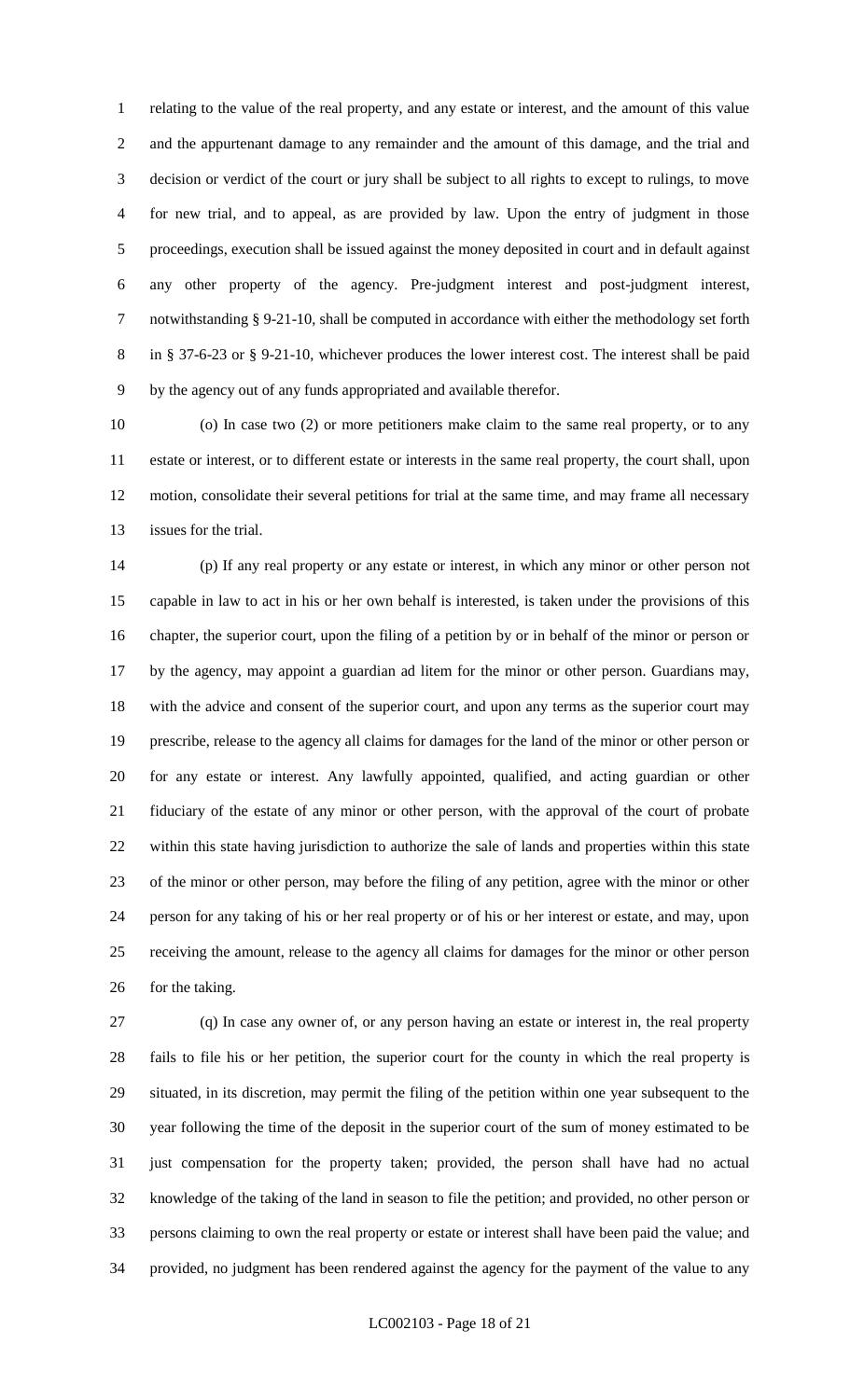relating to the value of the real property, and any estate or interest, and the amount of this value and the appurtenant damage to any remainder and the amount of this damage, and the trial and decision or verdict of the court or jury shall be subject to all rights to except to rulings, to move for new trial, and to appeal, as are provided by law. Upon the entry of judgment in those proceedings, execution shall be issued against the money deposited in court and in default against any other property of the agency. Pre-judgment interest and post-judgment interest, notwithstanding § 9-21-10, shall be computed in accordance with either the methodology set forth in § 37-6-23 or § 9-21-10, whichever produces the lower interest cost. The interest shall be paid by the agency out of any funds appropriated and available therefor.

(o) In case two (2) or more petitioners make claim to the same real property, or to any estate or interest, or to different estate or interests in the same real property, the court shall, upon motion, consolidate their several petitions for trial at the same time, and may frame all necessary issues for the trial.

(p) If any real property or any estate or interest, in which any minor or other person not capable in law to act in his or her own behalf is interested, is taken under the provisions of this chapter, the superior court, upon the filing of a petition by or in behalf of the minor or person or by the agency, may appoint a guardian ad litem for the minor or other person. Guardians may, with the advice and consent of the superior court, and upon any terms as the superior court may prescribe, release to the agency all claims for damages for the land of the minor or other person or for any estate or interest. Any lawfully appointed, qualified, and acting guardian or other fiduciary of the estate of any minor or other person, with the approval of the court of probate within this state having jurisdiction to authorize the sale of lands and properties within this state of the minor or other person, may before the filing of any petition, agree with the minor or other person for any taking of his or her real property or of his or her interest or estate, and may, upon receiving the amount, release to the agency all claims for damages for the minor or other person for the taking.

(q) In case any owner of, or any person having an estate or interest in, the real property fails to file his or her petition, the superior court for the county in which the real property is situated, in its discretion, may permit the filing of the petition within one year subsequent to the year following the time of the deposit in the superior court of the sum of money estimated to be just compensation for the property taken; provided, the person shall have had no actual knowledge of the taking of the land in season to file the petition; and provided, no other person or persons claiming to own the real property or estate or interest shall have been paid the value; and provided, no judgment has been rendered against the agency for the payment of the value to any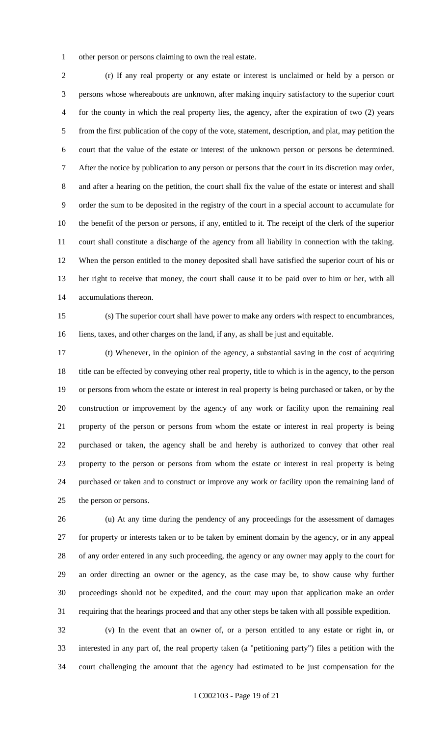other person or persons claiming to own the real estate.

(r) If any real property or any estate or interest is unclaimed or held by a person or persons whose whereabouts are unknown, after making inquiry satisfactory to the superior court for the county in which the real property lies, the agency, after the expiration of two (2) years from the first publication of the copy of the vote, statement, description, and plat, may petition the court that the value of the estate or interest of the unknown person or persons be determined. After the notice by publication to any person or persons that the court in its discretion may order, and after a hearing on the petition, the court shall fix the value of the estate or interest and shall order the sum to be deposited in the registry of the court in a special account to accumulate for the benefit of the person or persons, if any, entitled to it. The receipt of the clerk of the superior court shall constitute a discharge of the agency from all liability in connection with the taking. When the person entitled to the money deposited shall have satisfied the superior court of his or her right to receive that money, the court shall cause it to be paid over to him or her, with all accumulations thereon.

(s) The superior court shall have power to make any orders with respect to encumbrances, liens, taxes, and other charges on the land, if any, as shall be just and equitable.

(t) Whenever, in the opinion of the agency, a substantial saving in the cost of acquiring title can be effected by conveying other real property, title to which is in the agency, to the person or persons from whom the estate or interest in real property is being purchased or taken, or by the construction or improvement by the agency of any work or facility upon the remaining real property of the person or persons from whom the estate or interest in real property is being purchased or taken, the agency shall be and hereby is authorized to convey that other real property to the person or persons from whom the estate or interest in real property is being purchased or taken and to construct or improve any work or facility upon the remaining land of the person or persons.

(u) At any time during the pendency of any proceedings for the assessment of damages for property or interests taken or to be taken by eminent domain by the agency, or in any appeal of any order entered in any such proceeding, the agency or any owner may apply to the court for an order directing an owner or the agency, as the case may be, to show cause why further proceedings should not be expedited, and the court may upon that application make an order requiring that the hearings proceed and that any other steps be taken with all possible expedition.

(v) In the event that an owner of, or a person entitled to any estate or right in, or interested in any part of, the real property taken (a "petitioning party") files a petition with the court challenging the amount that the agency had estimated to be just compensation for the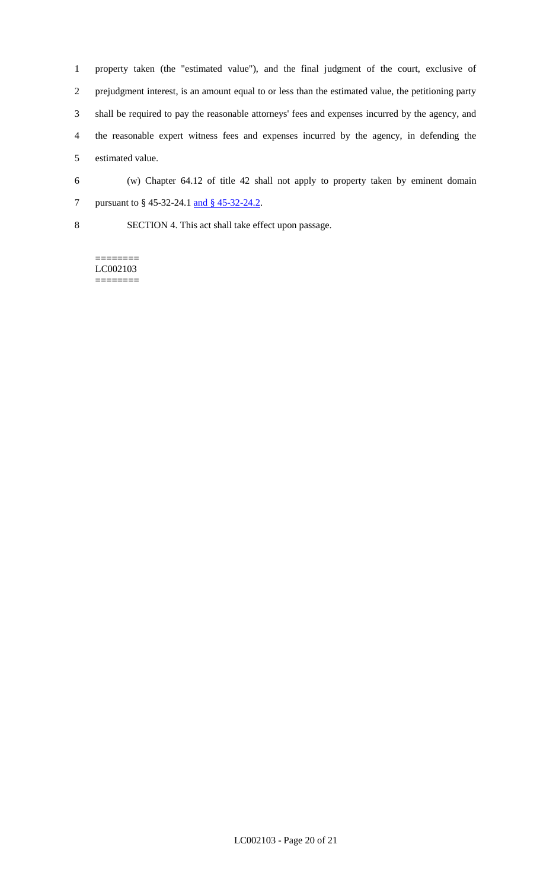property taken (the "estimated value"), and the final judgment of the court, exclusive of prejudgment interest, is an amount equal to or less than the estimated value, the petitioning party shall be required to pay the reasonable attorneys' fees and expenses incurred by the agency, and the reasonable expert witness fees and expenses incurred by the agency, in defending the estimated value.

(w) Chapter 64.12 of title 42 shall not apply to property taken by eminent domain pursuant to § 45-32-24.1 and § 45-32-24.2.

SECTION 4. This act shall take effect upon passage.

========
LC002103
========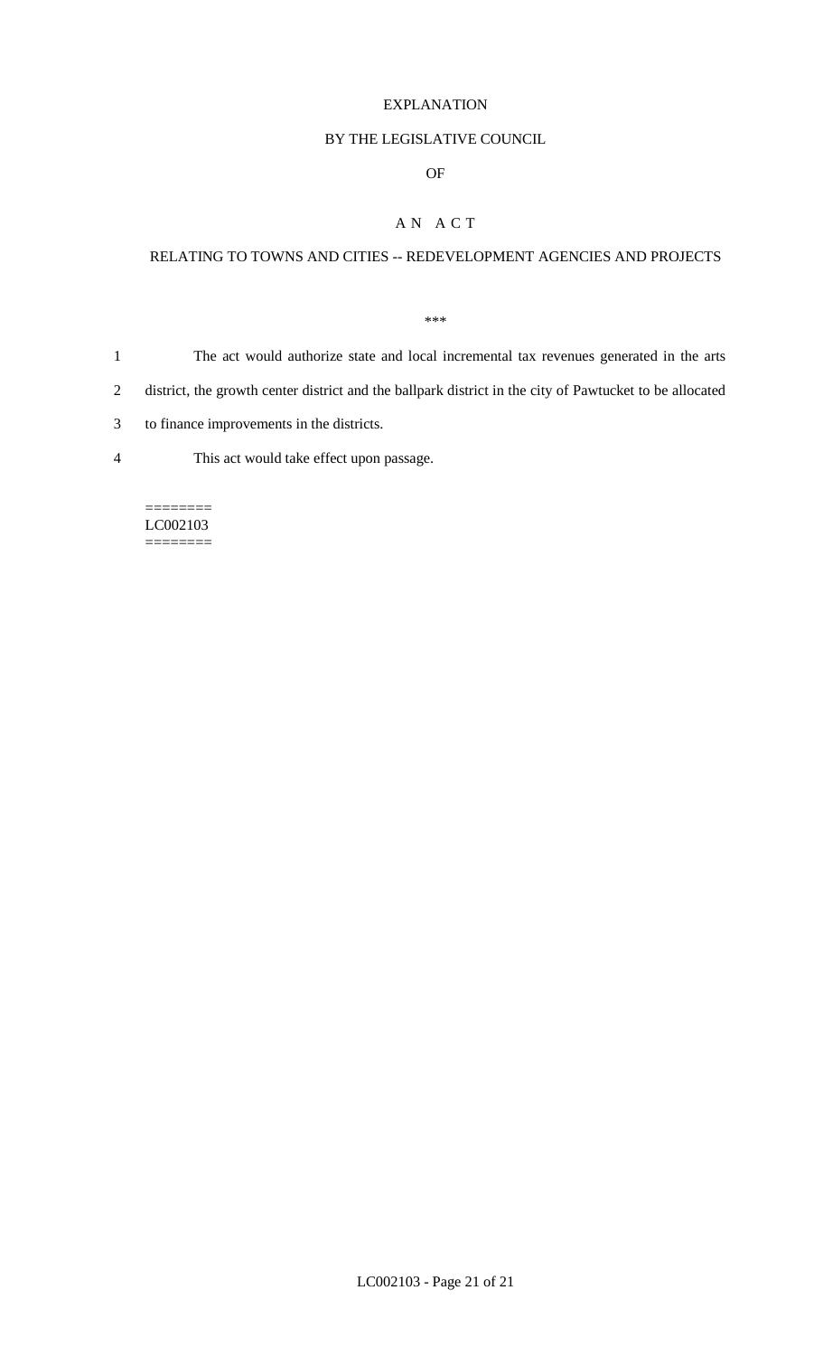EXPLANATION

BY THE LEGISLATIVE COUNCIL

OF

A N A C T

RELATING TO TOWNS AND CITIES -- REDEVELOPMENT AGENCIES AND PROJECTS

\*\*\*

1 The act would authorize state and local incremental tax revenues generated in the arts
2 district, the growth center district and the ballpark district in the city of Pawtucket to be allocated
3 to finance improvements in the districts.
4 This act would take effect upon passage.

========
LC002103
========